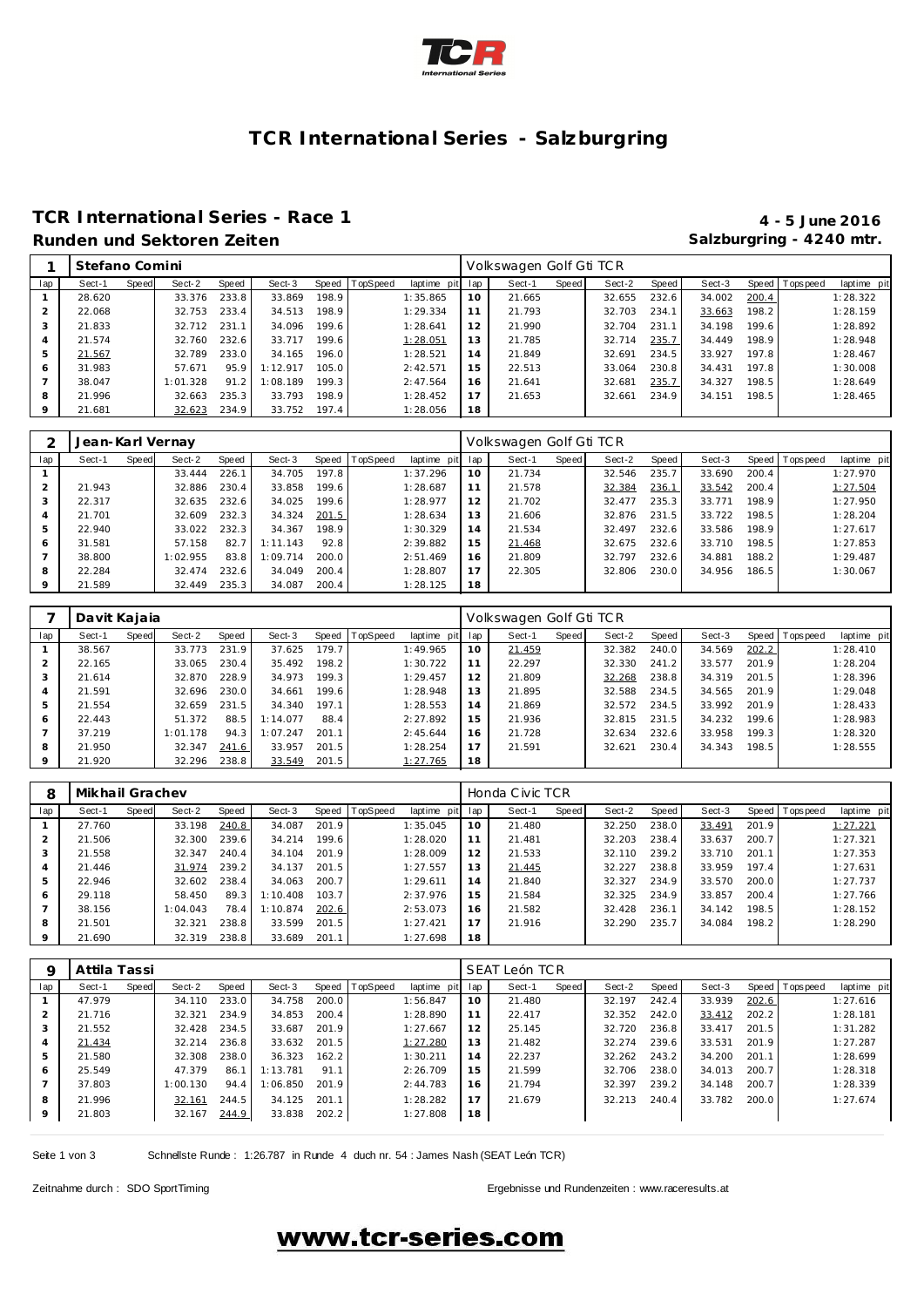# TCR International Series - Salzburgring

## TCR International Series - Race 1

**Runden und Sektoren Zeiten**

**4 - 5 June 2016**

**Salzburgring - 4240 mtr.**

| 1 | Stefano Comini | | | | | | | | Volkswagen Golf Gti TCR | | | | | | | | |
|---|---|---|---|---|---|---|---|---|---|---|---|---|---|---|---|---|---|
| lap | Sect-1 | Speed | Sect-2 | Speed | Sect-3 | Speed | TopSpeed | laptime pit | lap | Sect-1 | Speed | Sect-2 | Speed | Sect-3 | Speed | Topspeed | laptime pit |
| 1 | 28.620 | | 33.376 | 233.8 | 33.869 | 198.9 | | 1:35.865 | 10 | 21.665 | | 32.655 | 232.6 | 34.002 | 200.4 | | 1:28.322 |
| 2 | 22.068 | | 32.753 | 233.4 | 34.513 | 198.9 | | 1:29.334 | 11 | 21.793 | | 32.703 | 234.1 | 33.663 | 198.2 | | 1:28.159 |
| 3 | 21.833 | | 32.712 | 231.1 | 34.096 | 199.6 | | 1:28.641 | 12 | 21.990 | | 32.704 | 231.1 | 34.198 | 199.6 | | 1:28.892 |
| 4 | 21.574 | | 32.760 | 232.6 | 33.717 | 199.6 | | 1:28.051 | 13 | 21.785 | | 32.714 | 235.7 | 34.449 | 198.9 | | 1:28.948 |
| 5 | 21.567 | | 32.789 | 233.0 | 34.165 | 196.0 | | 1:28.521 | 14 | 21.849 | | 32.691 | 234.5 | 33.927 | 197.8 | | 1:28.467 |
| 6 | 31.983 | | 57.671 | 95.9 | 1:12.917 | 105.0 | | 2:42.571 | 15 | 22.513 | | 33.064 | 230.8 | 34.431 | 197.8 | | 1:30.008 |
| 7 | 38.047 | | 1:01.328 | 91.2 | 1:08.189 | 199.3 | | 2:47.564 | 16 | 21.641 | | 32.681 | 235.7 | 34.327 | 198.5 | | 1:28.649 |
| 8 | 21.996 | | 32.663 | 235.3 | 33.793 | 198.9 | | 1:28.452 | 17 | 21.653 | | 32.661 | 234.9 | 34.151 | 198.5 | | 1:28.465 |
| 9 | 21.681 | | 32.623 | 234.9 | 33.752 | 197.4 | | 1:28.056 | 18 | | | | | | | | |

| 2 | Jean-Karl Vernay | | | | | | | | Volkswagen Golf Gti TCR | | | | | | | | |
|---|---|---|---|---|---|---|---|---|---|---|---|---|---|---|---|---|---|
| lap | Sect-1 | Speed | Sect-2 | Speed | Sect-3 | Speed | TopSpeed | laptime pit | lap | Sect-1 | Speed | Sect-2 | Speed | Sect-3 | Speed | Topspeed | laptime pit |
| 1 | | | 33.444 | 226.1 | 34.705 | 197.8 | | 1:37.296 | 10 | 21.734 | | 32.546 | 235.7 | 33.690 | 200.4 | | 1:27.970 |
| 2 | 21.943 | | 32.886 | 230.4 | 33.858 | 199.6 | | 1:28.687 | 11 | 21.578 | | 32.384 | 236.1 | 33.542 | 200.4 | | 1:27.504 |
| 3 | 22.317 | | 32.635 | 232.6 | 34.025 | 199.6 | | 1:28.977 | 12 | 21.702 | | 32.477 | 235.3 | 33.771 | 198.9 | | 1:27.950 |
| 4 | 21.701 | | 32.609 | 232.3 | 34.324 | 201.5 | | 1:28.634 | 13 | 21.606 | | 32.876 | 231.5 | 33.722 | 198.5 | | 1:28.204 |
| 5 | 22.940 | | 33.022 | 232.3 | 34.367 | 198.9 | | 1:30.329 | 14 | 21.534 | | 32.497 | 232.6 | 33.586 | 198.9 | | 1:27.617 |
| 6 | 31.581 | | 57.158 | 82.7 | 1:11.143 | 92.8 | | 2:39.882 | 15 | 21.468 | | 32.675 | 232.6 | 33.710 | 198.5 | | 1:27.853 |
| 7 | 38.800 | | 1:02.955 | 83.8 | 1:09.714 | 200.0 | | 2:51.469 | 16 | 21.809 | | 32.797 | 232.6 | 34.881 | 188.2 | | 1:29.487 |
| 8 | 22.284 | | 32.474 | 232.6 | 34.049 | 200.4 | | 1:28.807 | 17 | 22.305 | | 32.806 | 230.0 | 34.956 | 186.5 | | 1:30.067 |
| 9 | 21.589 | | 32.449 | 235.3 | 34.087 | 200.4 | | 1:28.125 | 18 | | | | | | | | |

| 7 | Davit Kajaia | | | | | | | | Volkswagen Golf Gti TCR | | | | | | | | |
|---|---|---|---|---|---|---|---|---|---|---|---|---|---|---|---|---|---|
| lap | Sect-1 | Speed | Sect-2 | Speed | Sect-3 | Speed | TopSpeed | laptime pit | lap | Sect-1 | Speed | Sect-2 | Speed | Sect-3 | Speed | Topspeed | laptime pit |
| 1 | 38.567 | | 33.773 | 231.9 | 37.625 | 179.7 | | 1:49.965 | 10 | 21.459 | | 32.382 | 240.0 | 34.569 | 202.2 | | 1:28.410 |
| 2 | 22.165 | | 33.065 | 230.4 | 35.492 | 198.2 | | 1:30.722 | 11 | 22.297 | | 32.330 | 241.2 | 33.577 | 201.9 | | 1:28.204 |
| 3 | 21.614 | | 32.870 | 228.9 | 34.973 | 199.3 | | 1:29.457 | 12 | 21.809 | | 32.268 | 238.8 | 34.319 | 201.5 | | 1:28.396 |
| 4 | 21.591 | | 32.696 | 230.0 | 34.661 | 199.6 | | 1:28.948 | 13 | 21.895 | | 32.588 | 234.5 | 34.565 | 201.9 | | 1:29.048 |
| 5 | 21.554 | | 32.659 | 231.5 | 34.340 | 197.1 | | 1:28.553 | 14 | 21.869 | | 32.572 | 234.5 | 33.992 | 201.9 | | 1:28.433 |
| 6 | 22.443 | | 51.372 | 88.5 | 1:14.077 | 88.4 | | 2:27.892 | 15 | 21.936 | | 32.815 | 231.5 | 34.232 | 199.6 | | 1:28.983 |
| 7 | 37.219 | | 1:01.178 | 94.3 | 1:07.247 | 201.1 | | 2:45.644 | 16 | 21.728 | | 32.634 | 232.6 | 33.958 | 199.3 | | 1:28.320 |
| 8 | 21.950 | | 32.347 | 241.6 | 33.957 | 201.5 | | 1:28.254 | 17 | 21.591 | | 32.621 | 230.4 | 34.343 | 198.5 | | 1:28.555 |
| 9 | 21.920 | | 32.296 | 238.8 | 33.549 | 201.5 | | 1:27.765 | 18 | | | | | | | | |

| 8 | Mikhail Grachev | | | | | | | | Honda Civic TCR | | | | | | | | |
|---|---|---|---|---|---|---|---|---|---|---|---|---|---|---|---|---|---|
| lap | Sect-1 | Speed | Sect-2 | Speed | Sect-3 | Speed | TopSpeed | laptime pit | lap | Sect-1 | Speed | Sect-2 | Speed | Sect-3 | Speed | Topspeed | laptime pit |
| 1 | 27.760 | | 33.198 | 240.8 | 34.087 | 201.9 | | 1:35.045 | 10 | 21.480 | | 32.250 | 238.0 | 33.491 | 201.9 | | 1:27.221 |
| 2 | 21.506 | | 32.300 | 239.6 | 34.214 | 199.6 | | 1:28.020 | 11 | 21.481 | | 32.203 | 238.4 | 33.637 | 200.7 | | 1:27.321 |
| 3 | 21.558 | | 32.347 | 240.4 | 34.104 | 201.9 | | 1:28.009 | 12 | 21.533 | | 32.110 | 239.2 | 33.710 | 201.1 | | 1:27.353 |
| 4 | 21.446 | | 31.974 | 239.2 | 34.137 | 201.5 | | 1:27.557 | 13 | 21.445 | | 32.227 | 238.8 | 33.959 | 197.4 | | 1:27.631 |
| 5 | 22.946 | | 32.602 | 238.4 | 34.063 | 200.7 | | 1:29.611 | 14 | 21.840 | | 32.327 | 234.9 | 33.570 | 200.0 | | 1:27.737 |
| 6 | 29.118 | | 58.450 | 89.3 | 1:10.408 | 103.7 | | 2:37.976 | 15 | 21.584 | | 32.325 | 234.9 | 33.857 | 200.4 | | 1:27.766 |
| 7 | 38.156 | | 1:04.043 | 78.4 | 1:10.874 | 202.6 | | 2:53.073 | 16 | 21.582 | | 32.428 | 236.1 | 34.142 | 198.5 | | 1:28.152 |
| 8 | 21.501 | | 32.321 | 238.8 | 33.599 | 201.5 | | 1:27.421 | 17 | 21.916 | | 32.290 | 235.7 | 34.084 | 198.2 | | 1:28.290 |
| 9 | 21.690 | | 32.319 | 238.8 | 33.689 | 201.1 | | 1:27.698 | 18 | | | | | | | | |

| 9 | Attila Tassi | | | | | | | | SEAT León TCR | | | | | | | | |
|---|---|---|---|---|---|---|---|---|---|---|---|---|---|---|---|---|---|
| lap | Sect-1 | Speed | Sect-2 | Speed | Sect-3 | Speed | TopSpeed | laptime pit | lap | Sect-1 | Speed | Sect-2 | Speed | Sect-3 | Speed | Topspeed | laptime pit |
| 1 | 47.979 | | 34.110 | 233.0 | 34.758 | 200.0 | | 1:56.847 | 10 | 21.480 | | 32.197 | 242.4 | 33.939 | 202.6 | | 1:27.616 |
| 2 | 21.716 | | 32.321 | 234.9 | 34.853 | 200.4 | | 1:28.890 | 11 | 22.417 | | 32.352 | 242.0 | 33.412 | 202.2 | | 1:28.181 |
| 3 | 21.552 | | 32.428 | 234.5 | 33.687 | 201.9 | | 1:27.667 | 12 | 25.145 | | 32.720 | 236.8 | 33.417 | 201.5 | | 1:31.282 |
| 4 | 21.434 | | 32.214 | 236.8 | 33.632 | 201.5 | | 1:27.280 | 13 | 21.482 | | 32.274 | 239.6 | 33.531 | 201.9 | | 1:27.287 |
| 5 | 21.580 | | 32.308 | 238.0 | 36.323 | 162.2 | | 1:30.211 | 14 | 22.237 | | 32.262 | 243.2 | 34.200 | 201.1 | | 1:28.699 |
| 6 | 25.549 | | 47.379 | 86.1 | 1:13.781 | 91.1 | | 2:26.709 | 15 | 21.599 | | 32.706 | 238.0 | 34.013 | 200.7 | | 1:28.318 |
| 7 | 37.803 | | 1:00.130 | 94.4 | 1:06.850 | 201.9 | | 2:44.783 | 16 | 21.794 | | 32.397 | 239.2 | 34.148 | 200.7 | | 1:28.339 |
| 8 | 21.996 | | 32.161 | 244.5 | 34.125 | 201.1 | | 1:28.282 | 17 | 21.679 | | 32.213 | 240.4 | 33.782 | 200.0 | | 1:27.674 |
| 9 | 21.803 | | 32.167 | 244.9 | 33.838 | 202.2 | | 1:27.808 | 18 | | | | | | | | |

Schnellste Runde : 1:26.787 in Runde 4 duch nr. 54 : James Nash (SEAT León TCR)

Zeitnahme durch : SDO SportTiming

Ergebnisse und Rundenzeiten : www.raceresults.at

**www.tcr-series.com**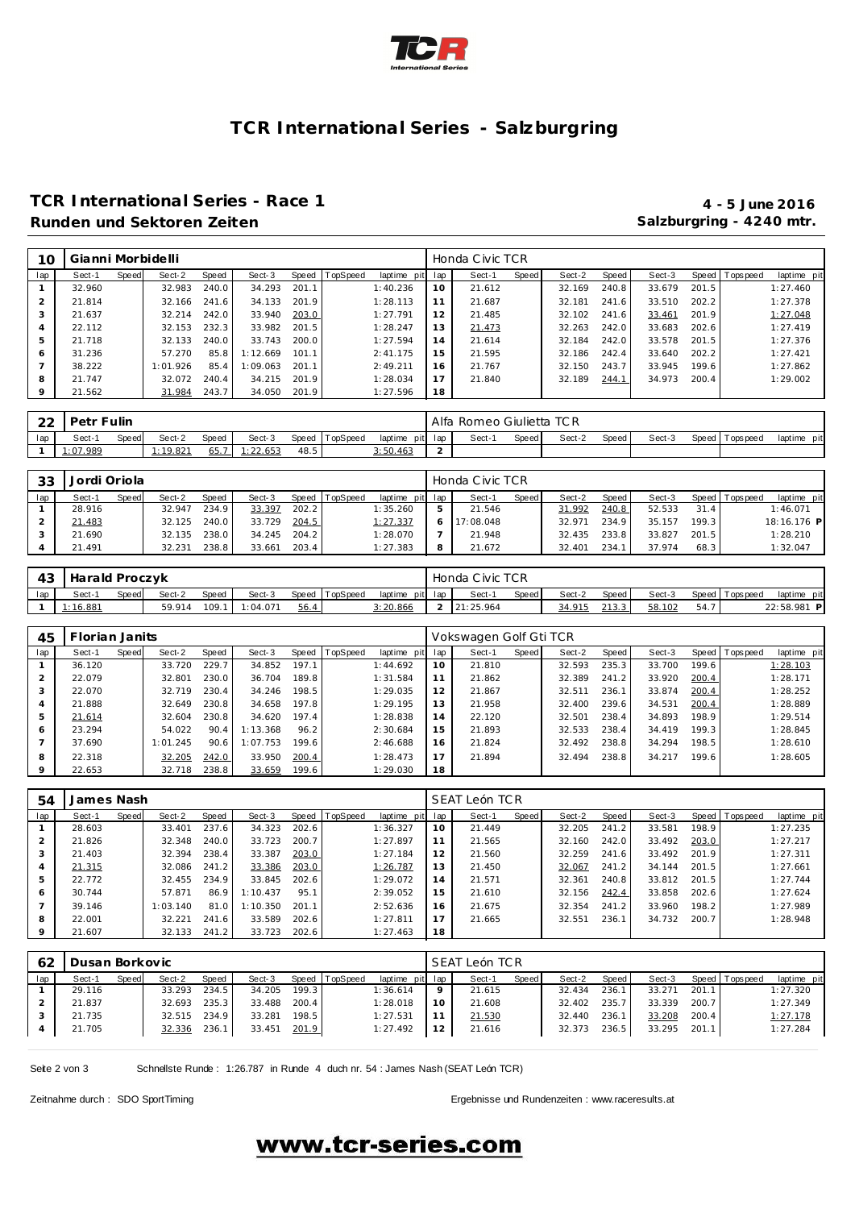# TCR International Series - Salzburgring

## TCR International Series - Race 1

**4 - 5 June 2016**

### Runden und Sektoren Zeiten

**Salzburgring - 4240 mtr.**

**10 Gianni Morbidelli** — Honda Civic TCR

| lap | Sect-1 | Speed | Sect-2 | Speed | Sect-3 | Speed | TopSpeed | laptime pit | lap | Sect-1 | Speed | Sect-2 | Speed | Sect-3 | Speed | Topspeed | laptime pit |
|---|---|---|---|---|---|---|---|---|---|---|---|---|---|---|---|---|---|
| 1 | 32.960 | | 32.983 | 240.0 | 34.293 | 201.1 | | 1:40.236 | 10 | 21.612 | | 32.169 | 240.8 | 33.679 | 201.5 | | 1:27.460 |
| 2 | 21.814 | | 32.166 | 241.6 | 34.133 | 201.9 | | 1:28.113 | 11 | 21.687 | | 32.181 | 241.6 | 33.510 | 202.2 | | 1:27.378 |
| 3 | 21.637 | | 32.214 | 242.0 | 33.940 | 203.0 | | 1:27.791 | 12 | 21.485 | | 32.102 | 241.6 | 33.461 | 201.9 | | 1:27.048 |
| 4 | 22.112 | | 32.153 | 232.3 | 33.982 | 201.5 | | 1:28.247 | 13 | 21.473 | | 32.263 | 242.0 | 33.683 | 202.6 | | 1:27.419 |
| 5 | 21.718 | | 32.133 | 240.0 | 33.743 | 200.0 | | 1:27.594 | 14 | 21.614 | | 32.184 | 242.0 | 33.578 | 201.5 | | 1:27.376 |
| 6 | 31.236 | | 57.270 | 85.8 | 1:12.669 | 101.1 | | 2:41.175 | 15 | 21.595 | | 32.186 | 242.4 | 33.640 | 202.2 | | 1:27.421 |
| 7 | 38.222 | | 1:01.926 | 85.4 | 1:09.063 | 201.1 | | 2:49.211 | 16 | 21.767 | | 32.150 | 243.7 | 33.945 | 199.6 | | 1:27.862 |
| 8 | 21.747 | | 32.072 | 240.4 | 34.215 | 201.9 | | 1:28.034 | 17 | 21.840 | | 32.189 | 244.1 | 34.973 | 200.4 | | 1:29.002 |
| 9 | 21.562 | | 31.984 | 243.7 | 34.050 | 201.9 | | 1:27.596 | 18 | | | | | | | | |

**22 Petr Fulin** — Alfa Romeo Giulietta TCR

| lap | Sect-1 | Speed | Sect-2 | Speed | Sect-3 | Speed | TopSpeed | laptime pit | lap | Sect-1 | Speed | Sect-2 | Speed | Sect-3 | Speed | Topspeed | laptime pit |
|---|---|---|---|---|---|---|---|---|---|---|---|---|---|---|---|---|---|
| 1 | 1:07.989 | | 1:19.821 | 65.7 | 1:22.653 | 48.5 | | 3:50.463 | 2 | | | | | | | | |

**33 Jordi Oriola** — Honda Civic TCR

| lap | Sect-1 | Speed | Sect-2 | Speed | Sect-3 | Speed | TopSpeed | laptime pit | lap | Sect-1 | Speed | Sect-2 | Speed | Sect-3 | Speed | Topspeed | laptime pit |
|---|---|---|---|---|---|---|---|---|---|---|---|---|---|---|---|---|---|
| 1 | 28.916 | | 32.947 | 234.9 | 33.397 | 202.2 | | 1:35.260 | 5 | 21.546 | | 31.992 | 240.8 | 52.533 | 31.4 | | 1:46.071 |
| 2 | 21.483 | | 32.125 | 240.0 | 33.729 | 204.5 | | 1:27.337 | 6 | 17:08.048 | | 32.971 | 234.9 | 35.157 | 199.3 | | 18:16.176 P |
| 3 | 21.690 | | 32.135 | 238.0 | 34.245 | 204.2 | | 1:28.070 | 7 | 21.948 | | 32.435 | 233.8 | 33.827 | 201.5 | | 1:28.210 |
| 4 | 21.491 | | 32.231 | 238.8 | 33.661 | 203.4 | | 1:27.383 | 8 | 21.672 | | 32.401 | 234.1 | 37.974 | 68.3 | | 1:32.047 |

**43 Harald Proczyk** — Honda Civic TCR

| lap | Sect-1 | Speed | Sect-2 | Speed | Sect-3 | Speed | TopSpeed | laptime pit | lap | Sect-1 | Speed | Sect-2 | Speed | Sect-3 | Speed | Topspeed | laptime pit |
|---|---|---|---|---|---|---|---|---|---|---|---|---|---|---|---|---|---|
| 1 | 1:16.881 | | 59.914 | 109.1 | 1:04.071 | 56.4 | | 3:20.866 | 2 | 21:25.964 | | 34.915 | 213.3 | 58.102 | 54.7 | | 22:58.981 P |

**45 Florian Janits** — Vokswagen Golf Gti TCR

| lap | Sect-1 | Speed | Sect-2 | Speed | Sect-3 | Speed | TopSpeed | laptime pit | lap | Sect-1 | Speed | Sect-2 | Speed | Sect-3 | Speed | Topspeed | laptime pit |
|---|---|---|---|---|---|---|---|---|---|---|---|---|---|---|---|---|---|
| 1 | 36.120 | | 33.720 | 229.7 | 34.852 | 197.1 | | 1:44.692 | 10 | 21.810 | | 32.593 | 235.3 | 33.700 | 199.6 | | 1:28.103 |
| 2 | 22.079 | | 32.801 | 230.0 | 36.704 | 189.8 | | 1:31.584 | 11 | 21.862 | | 32.389 | 241.2 | 33.920 | 200.4 | | 1:28.171 |
| 3 | 22.070 | | 32.719 | 230.4 | 34.246 | 198.5 | | 1:29.035 | 12 | 21.867 | | 32.511 | 236.1 | 33.874 | 200.4 | | 1:28.252 |
| 4 | 21.888 | | 32.649 | 230.8 | 34.658 | 197.8 | | 1:29.195 | 13 | 21.958 | | 32.400 | 239.6 | 34.531 | 200.4 | | 1:28.889 |
| 5 | 21.614 | | 32.604 | 230.8 | 34.620 | 197.4 | | 1:28.838 | 14 | 22.120 | | 32.501 | 238.4 | 34.893 | 198.9 | | 1:29.514 |
| 6 | 23.294 | | 54.022 | 90.4 | 1:13.368 | 96.2 | | 2:30.684 | 15 | 21.893 | | 32.533 | 238.4 | 34.419 | 199.3 | | 1:28.845 |
| 7 | 37.690 | | 1:01.245 | 90.6 | 1:07.753 | 199.6 | | 2:46.688 | 16 | 21.824 | | 32.492 | 238.8 | 34.294 | 198.5 | | 1:28.610 |
| 8 | 22.318 | | 32.205 | 242.0 | 33.950 | 200.4 | | 1:28.473 | 17 | 21.894 | | 32.494 | 238.8 | 34.217 | 199.6 | | 1:28.605 |
| 9 | 22.653 | | 32.718 | 238.8 | 33.659 | 199.6 | | 1:29.030 | 18 | | | | | | | | |

**54 James Nash** — SEAT León TCR

| lap | Sect-1 | Speed | Sect-2 | Speed | Sect-3 | Speed | TopSpeed | laptime pit | lap | Sect-1 | Speed | Sect-2 | Speed | Sect-3 | Speed | Topspeed | laptime pit |
|---|---|---|---|---|---|---|---|---|---|---|---|---|---|---|---|---|---|
| 1 | 28.603 | | 33.401 | 237.6 | 34.323 | 202.6 | | 1:36.327 | 10 | 21.449 | | 32.205 | 241.2 | 33.581 | 198.9 | | 1:27.235 |
| 2 | 21.826 | | 32.348 | 240.0 | 33.723 | 200.7 | | 1:27.897 | 11 | 21.565 | | 32.160 | 242.0 | 33.492 | 203.0 | | 1:27.217 |
| 3 | 21.403 | | 32.394 | 238.4 | 33.387 | 203.0 | | 1:27.184 | 12 | 21.560 | | 32.259 | 241.6 | 33.492 | 201.9 | | 1:27.311 |
| 4 | 21.315 | | 32.086 | 241.2 | 33.386 | 203.0 | | 1:26.787 | 13 | 21.450 | | 32.067 | 241.2 | 34.144 | 201.5 | | 1:27.661 |
| 5 | 22.772 | | 32.455 | 234.9 | 33.845 | 202.6 | | 1:29.072 | 14 | 21.571 | | 32.361 | 240.8 | 33.812 | 201.5 | | 1:27.744 |
| 6 | 30.744 | | 57.871 | 86.9 | 1:10.437 | 95.1 | | 2:39.052 | 15 | 21.610 | | 32.156 | 242.4 | 33.858 | 202.6 | | 1:27.624 |
| 7 | 39.146 | | 1:03.140 | 81.0 | 1:10.350 | 201.1 | | 2:52.636 | 16 | 21.675 | | 32.354 | 241.2 | 33.960 | 198.2 | | 1:27.989 |
| 8 | 22.001 | | 32.221 | 241.6 | 33.589 | 202.6 | | 1:27.811 | 17 | 21.665 | | 32.551 | 236.1 | 34.732 | 200.7 | | 1:28.948 |
| 9 | 21.607 | | 32.133 | 241.2 | 33.723 | 202.6 | | 1:27.463 | 18 | | | | | | | | |

**62 Dusan Borkovic** — SEAT León TCR

| lap | Sect-1 | Speed | Sect-2 | Speed | Sect-3 | Speed | TopSpeed | laptime pit | lap | Sect-1 | Speed | Sect-2 | Speed | Sect-3 | Speed | Topspeed | laptime pit |
|---|---|---|---|---|---|---|---|---|---|---|---|---|---|---|---|---|---|
| 1 | 29.116 | | 33.293 | 234.5 | 34.205 | 199.3 | | 1:36.614 | 9 | 21.615 | | 32.434 | 236.1 | 33.271 | 201.1 | | 1:27.320 |
| 2 | 21.837 | | 32.693 | 235.3 | 33.488 | 200.4 | | 1:28.018 | 10 | 21.608 | | 32.402 | 235.7 | 33.339 | 200.7 | | 1:27.349 |
| 3 | 21.735 | | 32.515 | 234.9 | 33.281 | 198.5 | | 1:27.531 | 11 | 21.530 | | 32.440 | 236.1 | 33.208 | 200.4 | | 1:27.178 |
| 4 | 21.705 | | 32.336 | 236.1 | 33.451 | 201.9 | | 1:27.492 | 12 | 21.616 | | 32.373 | 236.5 | 33.295 | 201.1 | | 1:27.284 |

Schnellste Runde : 1:26.787 in Runde 4 duch nr. 54 : James Nash (SEAT León TCR)

Zeitnahme durch : SDO SportTiming

Ergebnisse und Rundenzeiten : www.raceresults.at

www.tcr-series.com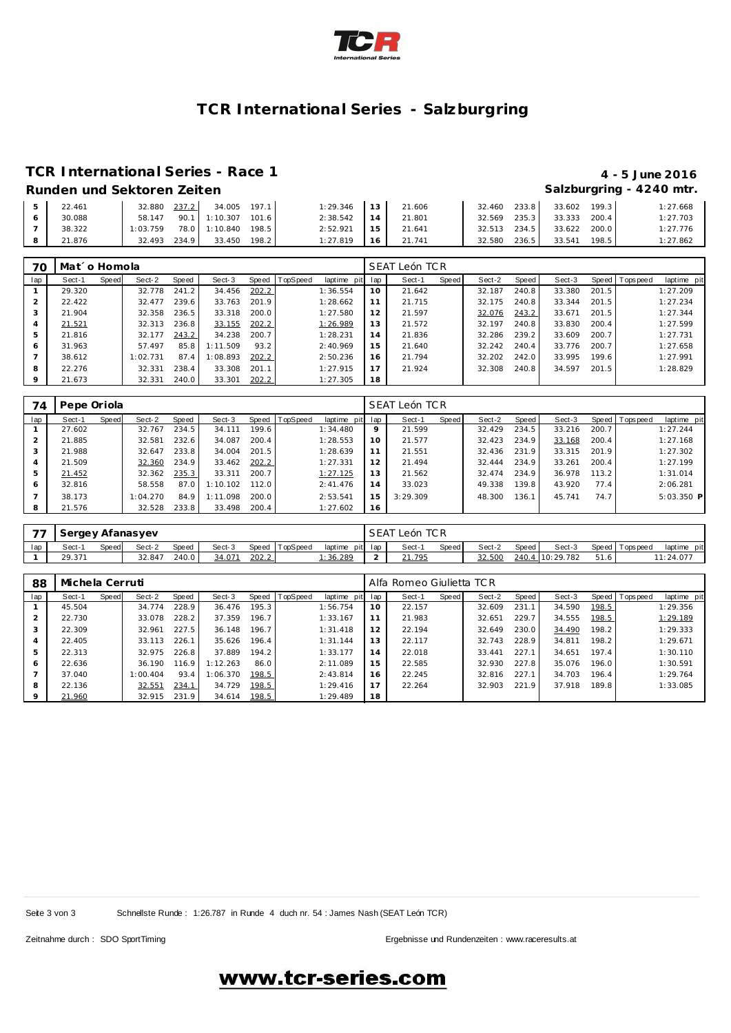# TCR International Series - Salzburgring

## TCR International Series - Race 1

**4 - 5 June 2016**

**Runden und Sektoren Zeiten**

**Salzburgring - 4240 mtr.**

| lap | Sect-1 | Speed | Sect-2 | Speed | Sect-3 | Speed | TopSpeed | laptime pit | lap | Sect-1 | Speed | Sect-2 | Speed | Sect-3 | Speed | Topspeed | laptime pit |
|---|---|---|---|---|---|---|---|---|---|---|---|---|---|---|---|---|---|
| 5 | 22.461 | | 32.880 | 237.2 | 34.005 | 197.1 | | 1:29.346 | 13 | 21.606 | | 32.460 | 233.8 | 33.602 | 199.3 | | 1:27.668 |
| 6 | 30.088 | | 58.147 | 90.1 | 1:10.307 | 101.6 | | 2:38.542 | 14 | 21.801 | | 32.569 | 235.3 | 33.333 | 200.4 | | 1:27.703 |
| 7 | 38.322 | | 1:03.759 | 78.0 | 1:10.840 | 198.5 | | 2:52.921 | 15 | 21.641 | | 32.513 | 234.5 | 33.622 | 200.0 | | 1:27.776 |
| 8 | 21.876 | | 32.493 | 234.9 | 33.450 | 198.2 | | 1:27.819 | 16 | 21.741 | | 32.580 | 236.5 | 33.541 | 198.5 | | 1:27.862 |

**70 Mat´o Homola** — SEAT León TCR

| lap | Sect-1 | Speed | Sect-2 | Speed | Sect-3 | Speed | TopSpeed | laptime pit | lap | Sect-1 | Speed | Sect-2 | Speed | Sect-3 | Speed | Topspeed | laptime pit |
|---|---|---|---|---|---|---|---|---|---|---|---|---|---|---|---|---|---|
| 1 | 29.320 | | 32.778 | 241.2 | 34.456 | 202.2 | | 1:36.554 | 10 | 21.642 | | 32.187 | 240.8 | 33.380 | 201.5 | | 1:27.209 |
| 2 | 22.422 | | 32.477 | 239.6 | 33.763 | 201.9 | | 1:28.662 | 11 | 21.715 | | 32.175 | 240.8 | 33.344 | 201.5 | | 1:27.234 |
| 3 | 21.904 | | 32.358 | 236.5 | 33.318 | 200.0 | | 1:27.580 | 12 | 21.597 | | 32.076 | 243.2 | 33.671 | 201.5 | | 1:27.344 |
| 4 | 21.521 | | 32.313 | 236.8 | 33.155 | 202.2 | | 1:26.989 | 13 | 21.572 | | 32.197 | 240.8 | 33.830 | 200.4 | | 1:27.599 |
| 5 | 21.816 | | 32.177 | 243.2 | 34.238 | 200.7 | | 1:28.231 | 14 | 21.836 | | 32.286 | 239.2 | 33.609 | 200.7 | | 1:27.731 |
| 6 | 31.963 | | 57.497 | 85.8 | 1:11.509 | 93.2 | | 2:40.969 | 15 | 21.640 | | 32.242 | 240.4 | 33.776 | 200.7 | | 1:27.658 |
| 7 | 38.612 | | 1:02.731 | 87.4 | 1:08.893 | 202.2 | | 2:50.236 | 16 | 21.794 | | 32.202 | 242.0 | 33.995 | 199.6 | | 1:27.991 |
| 8 | 22.276 | | 32.331 | 238.4 | 33.308 | 201.1 | | 1:27.915 | 17 | 21.924 | | 32.308 | 240.8 | 34.597 | 201.5 | | 1:28.829 |
| 9 | 21.673 | | 32.331 | 240.0 | 33.301 | 202.2 | | 1:27.305 | 18 | | | | | | | | |

**74 Pepe Oriola** — SEAT León TCR

| lap | Sect-1 | Speed | Sect-2 | Speed | Sect-3 | Speed | TopSpeed | laptime pit | lap | Sect-1 | Speed | Sect-2 | Speed | Sect-3 | Speed | Topspeed | laptime pit |
|---|---|---|---|---|---|---|---|---|---|---|---|---|---|---|---|---|---|
| 1 | 27.602 | | 32.767 | 234.5 | 34.111 | 199.6 | | 1:34.480 | 9 | 21.599 | | 32.429 | 234.5 | 33.216 | 200.7 | | 1:27.244 |
| 2 | 21.885 | | 32.581 | 232.6 | 34.087 | 200.4 | | 1:28.553 | 10 | 21.577 | | 32.423 | 234.9 | 33.168 | 200.4 | | 1:27.168 |
| 3 | 21.988 | | 32.647 | 233.8 | 34.004 | 201.5 | | 1:28.639 | 11 | 21.551 | | 32.436 | 231.9 | 33.315 | 201.9 | | 1:27.302 |
| 4 | 21.509 | | 32.360 | 234.9 | 33.462 | 202.2 | | 1:27.331 | 12 | 21.494 | | 32.444 | 234.9 | 33.261 | 200.4 | | 1:27.199 |
| 5 | 21.452 | | 32.362 | 235.3 | 33.311 | 200.7 | | 1:27.125 | 13 | 21.562 | | 32.474 | 234.9 | 36.978 | 113.2 | | 1:31.014 |
| 6 | 32.816 | | 58.558 | 87.0 | 1:10.102 | 112.0 | | 2:41.476 | 14 | 33.023 | | 49.338 | 139.8 | 43.920 | 77.4 | | 2:06.281 |
| 7 | 38.173 | | 1:04.270 | 84.9 | 1:11.098 | 200.0 | | 2:53.541 | 15 | 3:29.309 | | 48.300 | 136.1 | 45.741 | 74.7 | | 5:03.350 P |
| 8 | 21.576 | | 32.528 | 233.8 | 33.498 | 200.4 | | 1:27.602 | 16 | | | | | | | | |

**77 Sergey Afanasyev** — SEAT León TCR

| lap | Sect-1 | Speed | Sect-2 | Speed | Sect-3 | Speed | TopSpeed | laptime pit | lap | Sect-1 | Speed | Sect-2 | Speed | Sect-3 | Speed | Topspeed | laptime pit |
|---|---|---|---|---|---|---|---|---|---|---|---|---|---|---|---|---|---|
| 1 | 29.371 | | 32.847 | 240.0 | 34.071 | 202.2 | | 1:36.289 | 2 | 21.795 | | 32.500 | 240.4 | 10:29.782 | 51.6 | | 11:24.077 |

**88 Michela Cerruti** — Alfa Romeo Giulietta TCR

| lap | Sect-1 | Speed | Sect-2 | Speed | Sect-3 | Speed | TopSpeed | laptime pit | lap | Sect-1 | Speed | Sect-2 | Speed | Sect-3 | Speed | Topspeed | laptime pit |
|---|---|---|---|---|---|---|---|---|---|---|---|---|---|---|---|---|---|
| 1 | 45.504 | | 34.774 | 228.9 | 36.476 | 195.3 | | 1:56.754 | 10 | 22.157 | | 32.609 | 231.1 | 34.590 | 198.5 | | 1:29.356 |
| 2 | 22.730 | | 33.078 | 228.2 | 37.359 | 196.7 | | 1:33.167 | 11 | 21.983 | | 32.651 | 229.7 | 34.555 | 198.5 | | 1:29.189 |
| 3 | 22.309 | | 32.961 | 227.5 | 36.148 | 196.7 | | 1:31.418 | 12 | 22.194 | | 32.649 | 230.0 | 34.490 | 198.2 | | 1:29.333 |
| 4 | 22.405 | | 33.113 | 226.1 | 35.626 | 196.4 | | 1:31.144 | 13 | 22.117 | | 32.743 | 228.9 | 34.811 | 198.2 | | 1:29.671 |
| 5 | 22.313 | | 32.975 | 226.8 | 37.889 | 194.2 | | 1:33.177 | 14 | 22.018 | | 33.441 | 227.1 | 34.651 | 197.4 | | 1:30.110 |
| 6 | 22.636 | | 36.190 | 116.9 | 1:12.263 | 86.0 | | 2:11.089 | 15 | 22.585 | | 32.930 | 227.8 | 35.076 | 196.0 | | 1:30.591 |
| 7 | 37.040 | | 1:00.404 | 93.4 | 1:06.370 | 198.5 | | 2:43.814 | 16 | 22.245 | | 32.816 | 227.1 | 34.703 | 196.4 | | 1:29.764 |
| 8 | 22.136 | | 32.551 | 234.1 | 34.729 | 198.5 | | 1:29.416 | 17 | 22.264 | | 32.903 | 221.9 | 37.918 | 189.8 | | 1:33.085 |
| 9 | 21.960 | | 32.915 | 231.9 | 34.614 | 198.5 | | 1:29.489 | 18 | | | | | | | | |

Schnellste Runde : 1:26.787 in Runde 4 duch nr. 54 : James Nash (SEAT León TCR)

Zeitnahme durch : SDO SportTiming

Ergebnisse und Rundenzeiten : www.raceresults.at

www.tcr-series.com